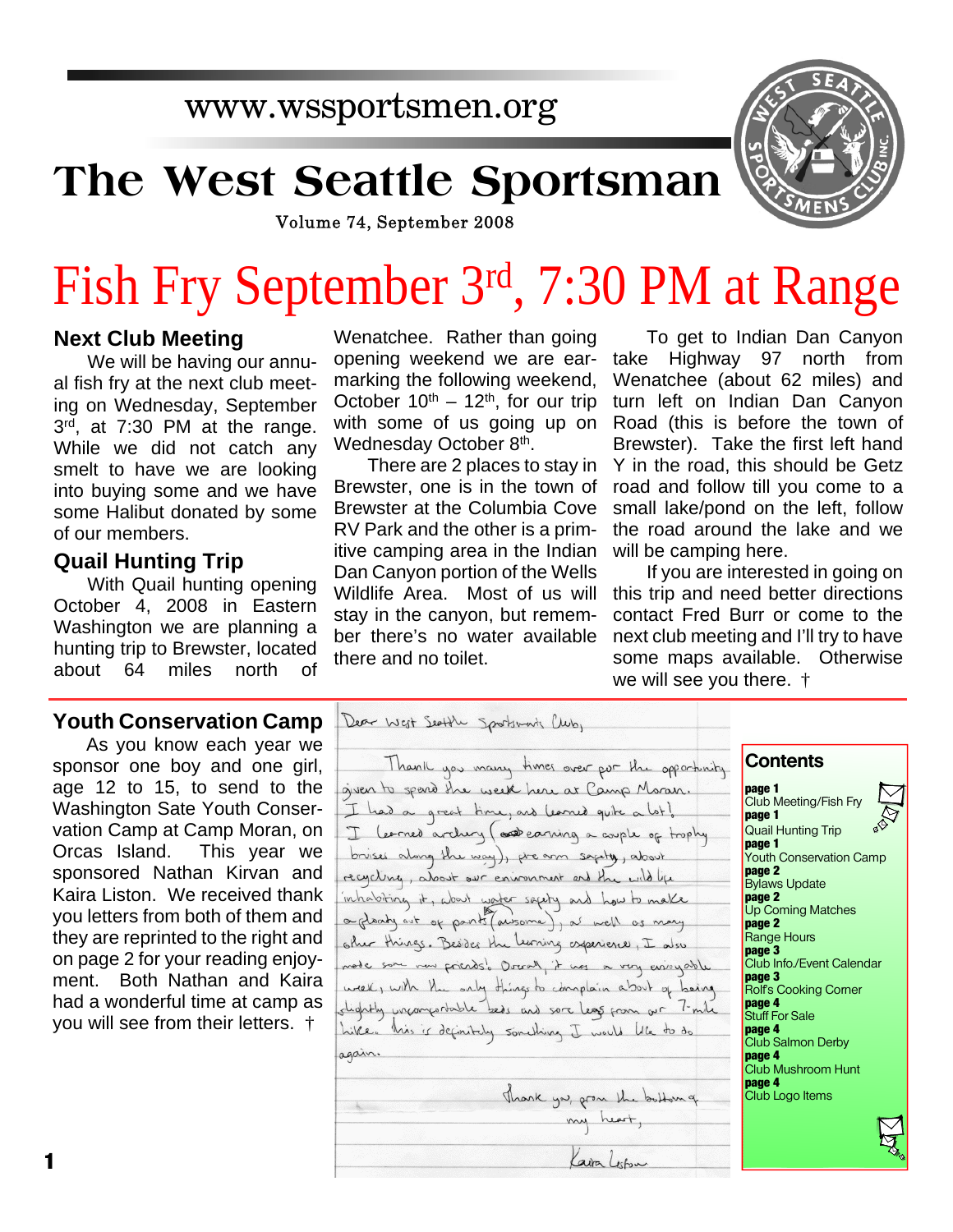www.wssportsmen.org

# The West Seattle Sportsman

Volume 74, September 2008

# Fish Fry September 3rd, 7:30 PM at Range

## Next Club Meeting

We will be having our annual fish fry at the next club meeting on Wednesday, September 3rd, at 7:30 PM at the range. While we did not catch any smelt to have we are looking into buying some and we have some Halibut donated by some of our members.

## Quail Hunting Trip

With Quail hunting opening October 4, 2008 in Eastern Washington we are planning a hunting trip to Brewster, located about 64 miles north of Wenatchee. Rather than going opening weekend we are earmarking the following weekend, October 10th – 12th, for our trip with some of us going up on Wednesday October 8th.

There are 2 places to stay in Brewster, one is in the town of Brewster at the Columbia Cove RV Park and the other is a primitive camping area in the Indian Dan Canyon portion of the Wells Wildlife Area. Most of us will stay in the canyon, but remember there's no water available there and no toilet.

To get to Indian Dan Canyon take Highway 97 north from Wenatchee (about 62 miles) and turn left on Indian Dan Canyon Road (this is before the town of Brewster). Take the first left hand Y in the road, this should be Getz road and follow till you come to a small lake/pond on the left, follow the road around the lake and we will be camping here.

If you are interested in going on this trip and need better directions contact Fred Burr or come to the next club meeting and I'll try to have some maps available. Otherwise we will see you there. †

## Youth Conservation Camp

As you know each year we sponsor one boy and one girl, age 12 to 15, to send to the Washington Sate Youth Conservation Camp at Camp Moran, on Orcas Island. This year we sponsored Nathan Kirvan and Kaira Liston. We received thank you letters from both of them and they are reprinted to the right and on page 2 for your reading enjoyment. Both Nathan and Kaira had a wonderful time at camp as you will see from their letters. †

Dear West Seattle Sportsman's Club,

Thank you many times over for the opportunity given to spend the week here at Camp Moran. I had a great time, and learned quite a lot! I learned archery (earning a couple of trophy bruises along the way), firearm safety, about recycling, about our environment and the wildlife inhabiting it, about water safety and how to make a flamby out of pants (awesome), as well as many other things. Besides the learning experience, I also made some new friends! Overall, it was a very enjoyable week, with the only things to complain about of being slightly uncomfortable beds and sore legs from our 7-mile hike. This is definitely something I would like to do again.

Thank you, from the bottom of my heart,

Kaira Liston

## Contents

**page 1** Club Meeting/Fish Fry
**page 1** Quail Hunting Trip
**page 1** Youth Conservation Camp
**page 2** Bylaws Update
**page 2** Up Coming Matches
**page 2** Range Hours
**page 3** Club Info./Event Calendar
**page 3** Rolf's Cooking Corner
**page 4** Stuff For Sale
**page 4** Club Salmon Derby
**page 4** Club Mushroom Hunt
**page 4** Club Logo Items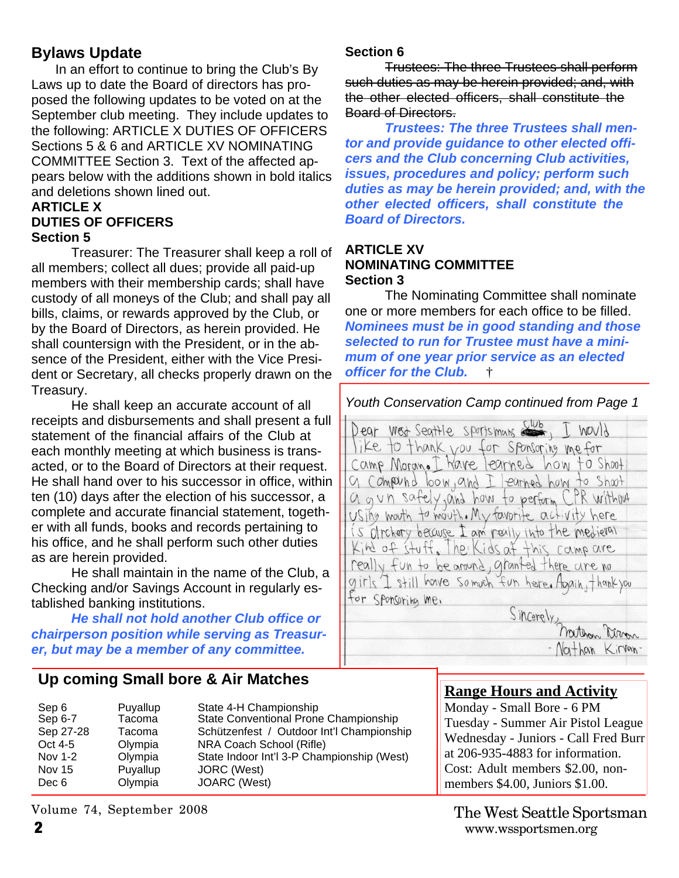## Bylaws Update

In an effort to continue to bring the Club's By Laws up to date the Board of directors has proposed the following updates to be voted on at the September club meeting. They include updates to the following: ARTICLE X DUTIES OF OFFICERS Sections 5 & 6 and ARTICLE XV NOMINATING COMMITTEE Section 3. Text of the affected appears below with the additions shown in bold italics and deletions shown lined out.

### ARTICLE X
### DUTIES OF OFFICERS
### Section 5

Treasurer: The Treasurer shall keep a roll of all members; collect all dues; provide all paid-up members with their membership cards; shall have custody of all moneys of the Club; and shall pay all bills, claims, or rewards approved by the Club, or by the Board of Directors, as herein provided. He shall countersign with the President, or in the absence of the President, either with the Vice President or Secretary, all checks properly drawn on the Treasury.

He shall keep an accurate account of all receipts and disbursements and shall present a full statement of the financial affairs of the Club at each monthly meeting at which business is transacted, or to the Board of Directors at their request. He shall hand over to his successor in office, within ten (10) days after the election of his successor, a complete and accurate financial statement, together with all funds, books and records pertaining to his office, and he shall perform such other duties as are herein provided.

He shall maintain in the name of the Club, a Checking and/or Savings Account in regularly established banking institutions.

***He shall not hold another Club office or chairperson position while serving as Treasurer, but may be a member of any committee.***

### Section 6

~~Trustees: The three Trustees shall perform such duties as may be herein provided; and, with the other elected officers, shall constitute the Board of Directors.~~

***Trustees: The three Trustees shall mentor and provide guidance to other elected officers and the Club concerning Club activities, issues, procedures and policy; perform such duties as may be herein provided; and, with the other elected officers, shall constitute the Board of Directors.***

### ARTICLE XV
### NOMINATING COMMITTEE
### Section 3

The Nominating Committee shall nominate one or more members for each office to be filled. ***Nominees must be in good standing and those selected to run for Trustee must have a minimum of one year prior service as an elected officer for the Club.*** †

*Youth Conservation Camp continued from Page 1*

Dear West Seattle Sportsmans Club, I would like to thank you for Sponsoring me for Camp Moran. I have learned how to Shoot a Compound bow, and I learned how to Shoot a gun safely, and how to perform CPR without using mouth to mouth. My favorite activity here is archery because I am really into the medieval kind of stuff. The kids at this camp are really fun to be around, granted there are no girls. I still have so much fun here. Again, thank you for Sponsoring me.

Sincerely,
Nathan Kirvan
- Nathan Kirvan -

## Up coming Small bore & Air Matches

| | | |
|---|---|---|
| Sep 6 | Puyallup | State 4-H Championship |
| Sep 6-7 | Tacoma | State Conventional Prone Championship |
| Sep 27-28 | Tacoma | Schützenfest / Outdoor Int'l Championship |
| Oct 4-5 | Olympia | NRA Coach School (Rifle) |
| Nov 1-2 | Olympia | State Indoor Int'l 3-P Championship (West) |
| Nov 15 | Puyallup | JORC (West) |
| Dec 6 | Olympia | JOARC (West) |

## Range Hours and Activity

Monday - Small Bore - 6 PM
Tuesday - Summer Air Pistol League
Wednesday - Juniors - Call Fred Burr at 206-935-4883 for information.
Cost: Adult members $2.00, non-members $4.00, Juniors $1.00.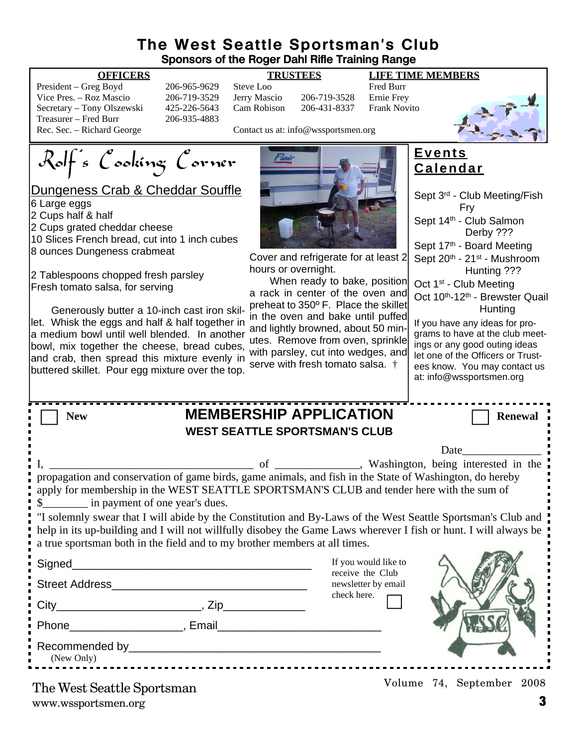# The West Seattle Sportsman's Club

**Sponsors of the Roger Dahl Rifle Training Range**

| OFFICERS | | TRUSTEES | | LIFE TIME MEMBERS |
|---|---|---|---|---|
| President – Greg Boyd | 206-965-9629 | Steve Loo | | Fred Burr |
| Vice Pres. – Roz Mascio | 206-719-3529 | Jerry Mascio | 206-719-3528 | Ernie Frey |
| Secretary – Tony Olszewski | 425-226-5643 | Cam Robison | 206-431-8337 | Frank Novito |
| Treasurer – Fred Burr | 206-935-4883 | | | |
| Rec. Sec. – Richard George | | Contact us at: info@wssportsmen.org | | |

## Rolf's Cooking Corner

### Dungeness Crab & Cheddar Souffle

6 Large eggs
2 Cups half & half
2 Cups grated cheddar cheese
10 Slices French bread, cut into 1 inch cubes
8 ounces Dungeness crabmeat

2 Tablespoons chopped fresh parsley
Fresh tomato salsa, for serving

Generously butter a 10-inch cast iron skillet. Whisk the eggs and half & half together in a medium bowl until well blended. In another bowl, mix together the cheese, bread cubes, and crab, then spread this mixture evenly in buttered skillet. Pour egg mixture over the top. Cover and refrigerate for at least 2 hours or overnight.

When ready to bake, position a rack in center of the oven and preheat to 350º F. Place the skillet in the oven and bake until puffed and lightly browned, about 50 minutes. Remove from oven, sprinkle with parsley, cut into wedges, and serve with fresh tomato salsa. †

## Events Calendar

Sept 3rd - Club Meeting/Fish Fry
Sept 14th - Club Salmon Derby ???
Sept 17th - Board Meeting
Sept 20th - 21st - Mushroom Hunting ???
Oct 1st - Club Meeting
Oct 10th-12th - Brewster Quail Hunting

If you have any ideas for programs to have at the club meetings or any good outing ideas let one of the Officers or Trustees know. You may contact us at: info@wssportsmen.org

## MEMBERSHIP APPLICATION

**WEST SEATTLE SPORTSMAN'S CLUB**

☐ New ☐ Renewal

Date______________

I, ____________________________________ of _______________, Washington, being interested in the propagation and conservation of game birds, game animals, and fish in the State of Washington, do hereby apply for membership in the WEST SEATTLE SPORTSMAN'S CLUB and tender here with the sum of $________ in payment of one year's dues.

"I solemnly swear that I will abide by the Constitution and By-Laws of the West Seattle Sportsman's Club and help in its up-building and I will not willfully disobey the Game Laws wherever I fish or hunt. I will always be a true sportsman both in the field and to my brother members at all times.

Signed_______________________________________

Street Address________________________________

City_______________________, Zip_____________

Phone__________________, Email__________________________

Recommended by________________________________________
(New Only)

If you would like to receive the Club newsletter by email check here. ☐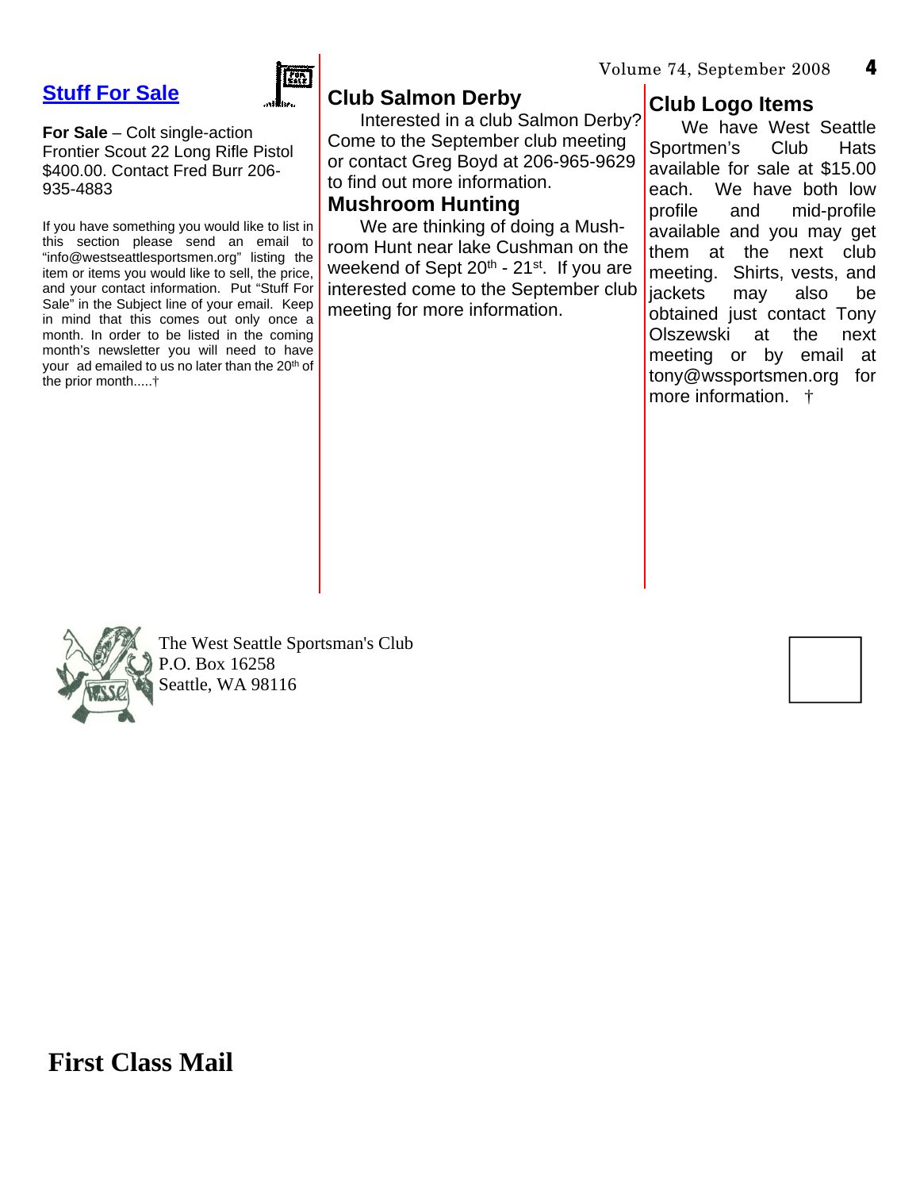## Stuff For Sale

**For Sale** – Colt single-action Frontier Scout 22 Long Rifle Pistol $400.00. Contact Fred Burr 206-935-4883

If you have something you would like to list in this section please send an email to "info@westseattlesportsmen.org" listing the item or items you would like to sell, the price, and your contact information. Put "Stuff For Sale" in the Subject line of your email. Keep in mind that this comes out only once a month. In order to be listed in the coming month's newsletter you will need to have your ad emailed to us no later than the 20th of the prior month.....†

## Club Salmon Derby

Interested in a club Salmon Derby? Come to the September club meeting or contact Greg Boyd at 206-965-9629 to find out more information.

## Mushroom Hunting

We are thinking of doing a Mushroom Hunt near lake Cushman on the weekend of Sept 20th - 21st. If you are interested come to the September club meeting for more information.

## Club Logo Items

We have West Seattle Sportmen's Club Hats available for sale at $15.00 each. We have both low profile and mid-profile available and you may get them at the next club meeting. Shirts, vests, and jackets may also be obtained just contact Tony Olszewski at the next meeting or by email at tony@wssportsmen.org for more information. †

The West Seattle Sportsman's Club
P.O. Box 16258
Seattle, WA 98116

**First Class Mail**